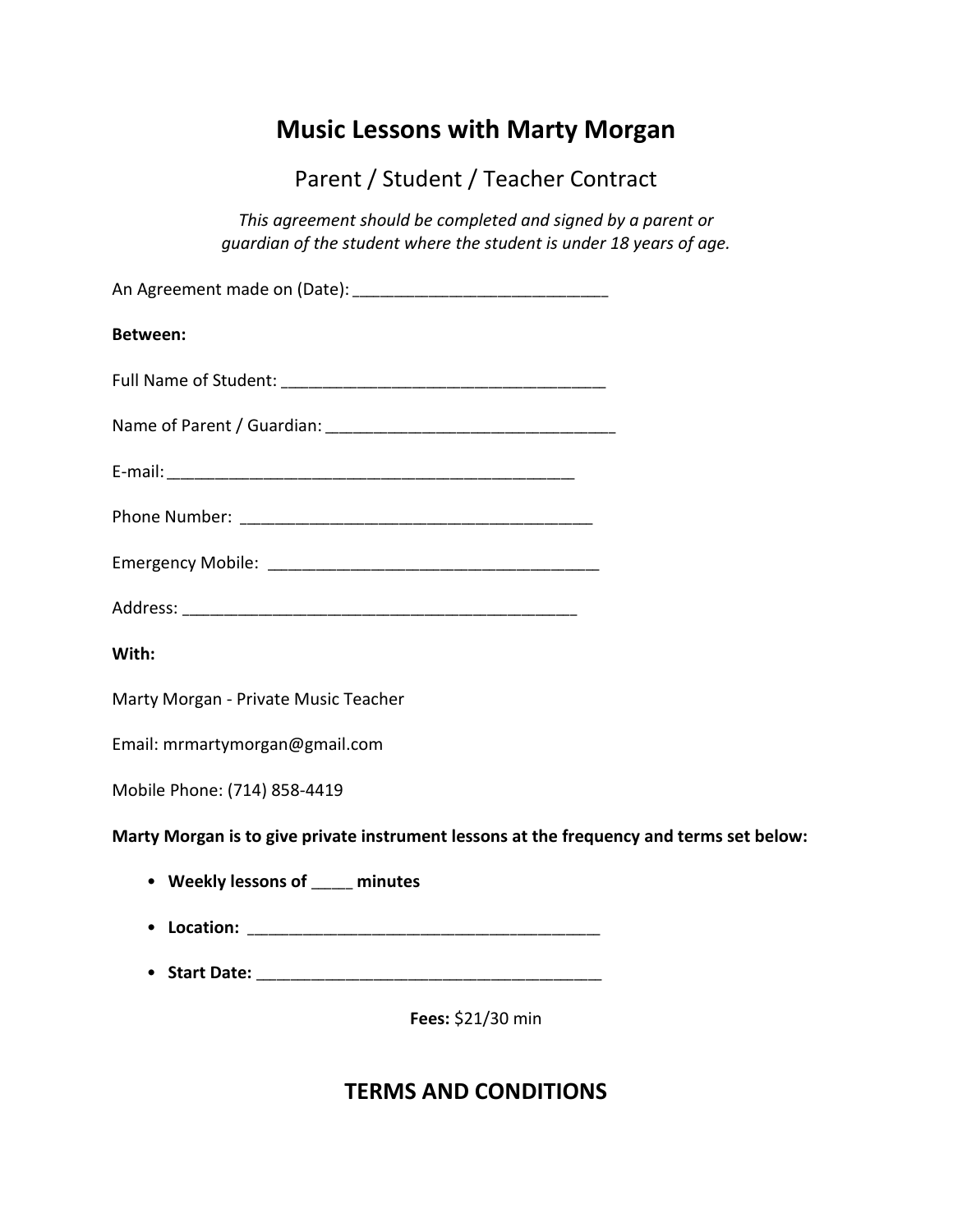# Music Lessons with Marty Morgan

## Parent / Student / Teacher Contract

*This agreement should be completed and signed by a parent or guardian of the student where the student is under 18 years of age.*

An Agreement made on (Date): ____________________________

**Between:**

Full Name of Student: ____________________________________

Name of Parent / Guardian: ________________________________

E-mail: ____________________________________________

Phone Number: ______________________________________

Emergency Mobile: ____________________________________

Address: ____________________________________________

**With:**

Marty Morgan - Private Music Teacher

Email: mrmartymorgan@gmail.com

Mobile Phone: (714) 858-4419

**Marty Morgan is to give private instrument lessons at the frequency and terms set below:**

- **Weekly lessons of ____ minutes**
- **Location:** ______________________________________
- **Start Date:** ______________________________________

**Fees:** $21/30 min

## TERMS AND CONDITIONS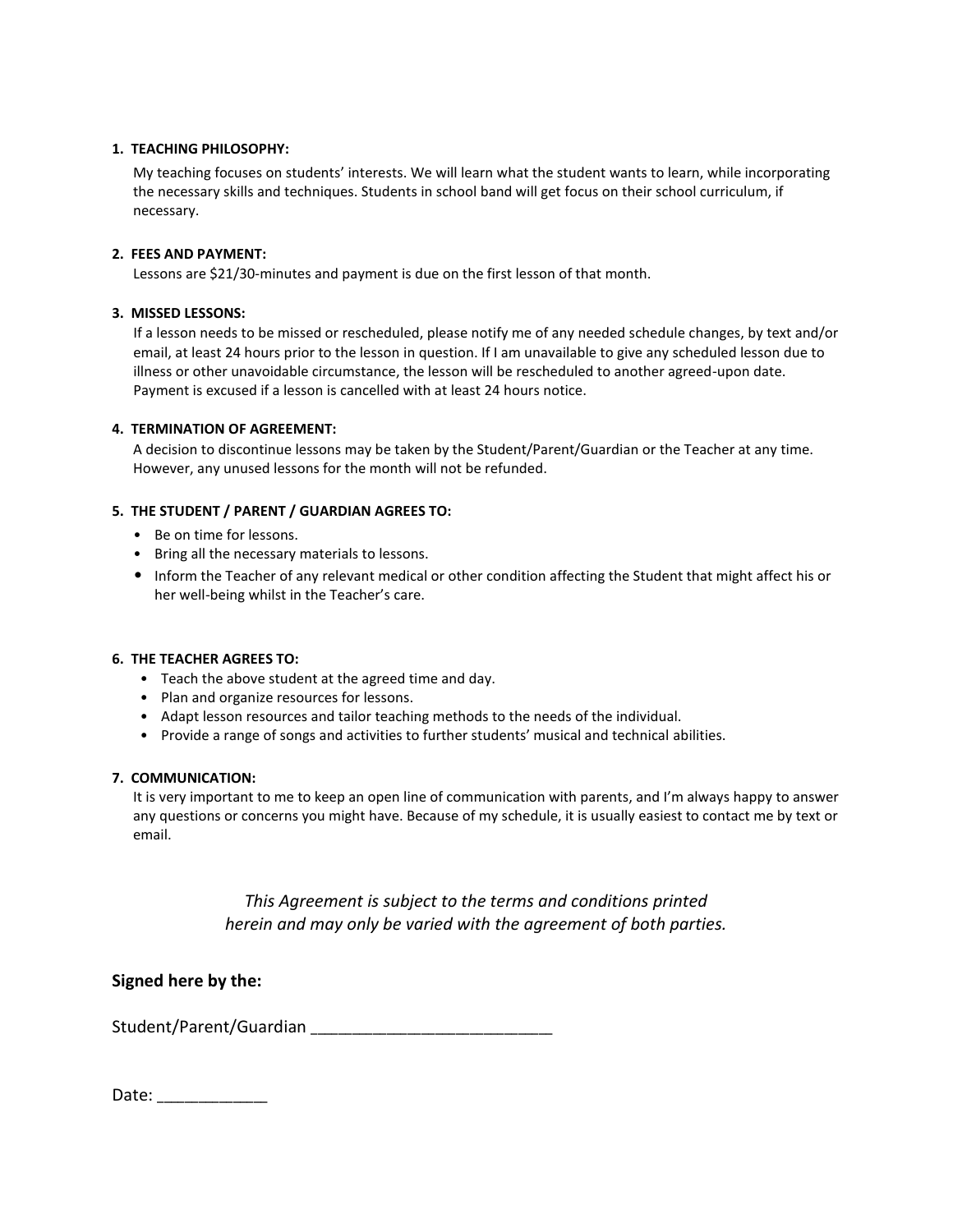1. **TEACHING PHILOSOPHY:**

   My teaching focuses on students' interests. We will learn what the student wants to learn, while incorporating the necessary skills and techniques. Students in school band will get focus on their school curriculum, if necessary.

2. **FEES AND PAYMENT:**

   Lessons are $21/30-minutes and payment is due on the first lesson of that month.

3. **MISSED LESSONS:**

   If a lesson needs to be missed or rescheduled, please notify me of any needed schedule changes, by text and/or email, at least 24 hours prior to the lesson in question. If I am unavailable to give any scheduled lesson due to illness or other unavoidable circumstance, the lesson will be rescheduled to another agreed-upon date. Payment is excused if a lesson is cancelled with at least 24 hours notice.

4. **TERMINATION OF AGREEMENT:**

   A decision to discontinue lessons may be taken by the Student/Parent/Guardian or the Teacher at any time. However, any unused lessons for the month will not be refunded.

5. **THE STUDENT / PARENT / GUARDIAN AGREES TO:**

   - Be on time for lessons.
   - Bring all the necessary materials to lessons.
   - Inform the Teacher of any relevant medical or other condition affecting the Student that might affect his or her well-being whilst in the Teacher's care.

6. **THE TEACHER AGREES TO:**

   - Teach the above student at the agreed time and day.
   - Plan and organize resources for lessons.
   - Adapt lesson resources and tailor teaching methods to the needs of the individual.
   - Provide a range of songs and activities to further students' musical and technical abilities.

7. **COMMUNICATION:**

   It is very important to me to keep an open line of communication with parents, and I'm always happy to answer any questions or concerns you might have. Because of my schedule, it is usually easiest to contact me by text or email.

*This Agreement is subject to the terms and conditions printed herein and may only be varied with the agreement of both parties.*

**Signed here by the:**

Student/Parent/Guardian ___________________________

Date: ____________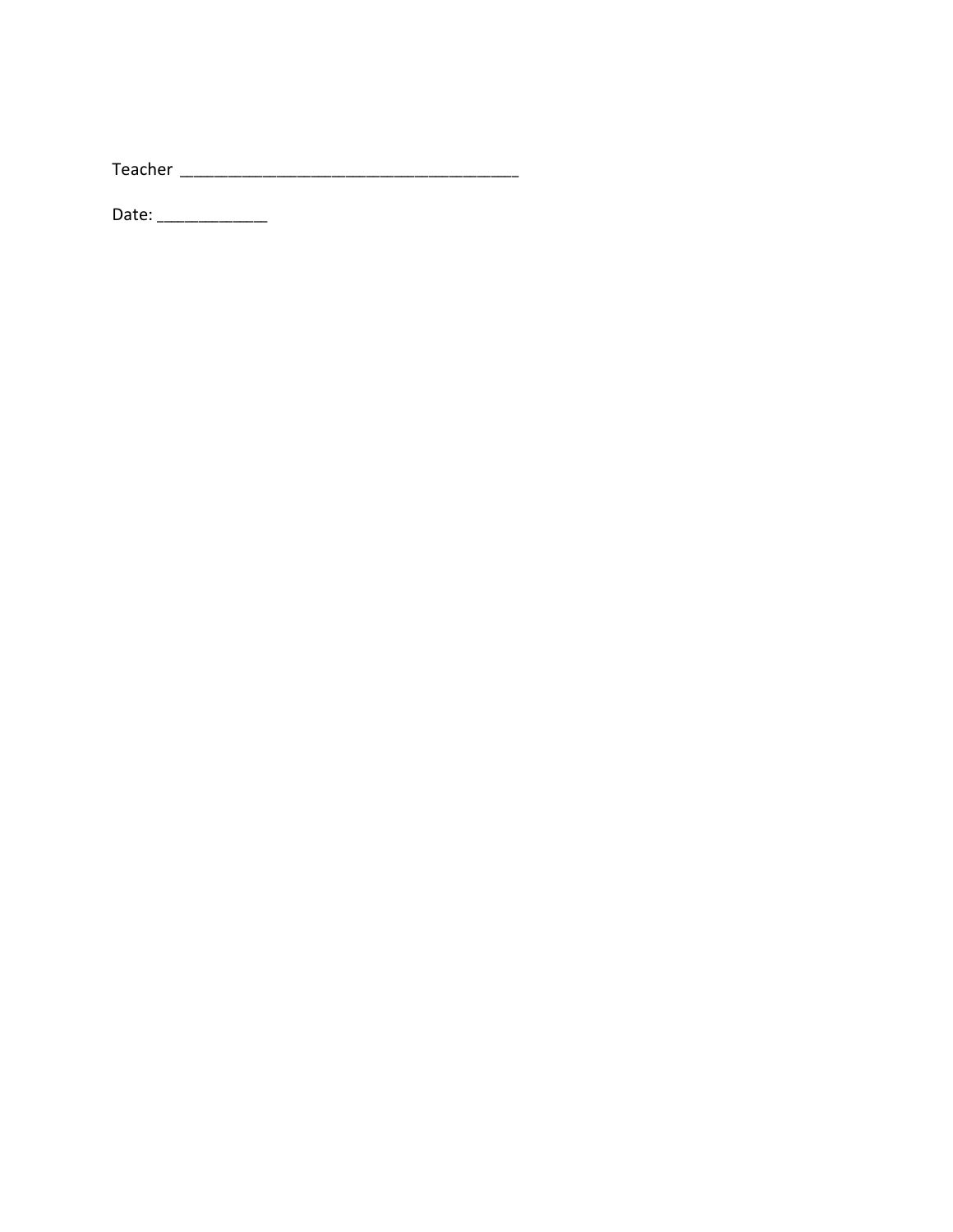Teacher ______________________________________

Date: ____________